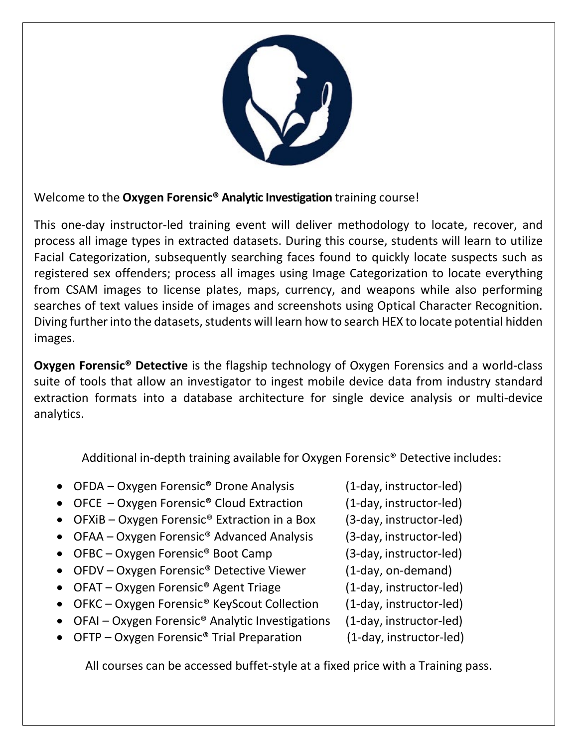Welcome to the **Oxygen Forensic® Analytic Investigation** training course!

This one-day instructor-led training event will deliver methodology to locate, recover, and process all image types in extracted datasets. During this course, students will learn to utilize Facial Categorization, subsequently searching faces found to quickly locate suspects such as registered sex offenders; process all images using Image Categorization to locate everything from CSAM images to license plates, maps, currency, and weapons while also performing searches of text values inside of images and screenshots using Optical Character Recognition. Diving further into the datasets, students will learn how to search HEX to locate potential hidden images.

**Oxygen Forensic® Detective** is the flagship technology of Oxygen Forensics and a world-class suite of tools that allow an investigator to ingest mobile device data from industry standard extraction formats into a database architecture for single device analysis or multi-device analytics.

Additional in-depth training available for Oxygen Forensic® Detective includes:

- OFDA – Oxygen Forensic® Drone Analysis (1-day, instructor-led)
- OFCE – Oxygen Forensic® Cloud Extraction (1-day, instructor-led)
- OFXiB – Oxygen Forensic® Extraction in a Box (3-day, instructor-led)
- OFAA – Oxygen Forensic® Advanced Analysis (3-day, instructor-led)
- OFBC – Oxygen Forensic® Boot Camp (3-day, instructor-led)
- OFDV – Oxygen Forensic® Detective Viewer (1-day, on-demand)
- OFAT – Oxygen Forensic® Agent Triage (1-day, instructor-led)
- OFKC – Oxygen Forensic® KeyScout Collection (1-day, instructor-led)
- OFAI – Oxygen Forensic® Analytic Investigations (1-day, instructor-led)
- OFTP – Oxygen Forensic® Trial Preparation (1-day, instructor-led)

All courses can be accessed buffet-style at a fixed price with a Training pass.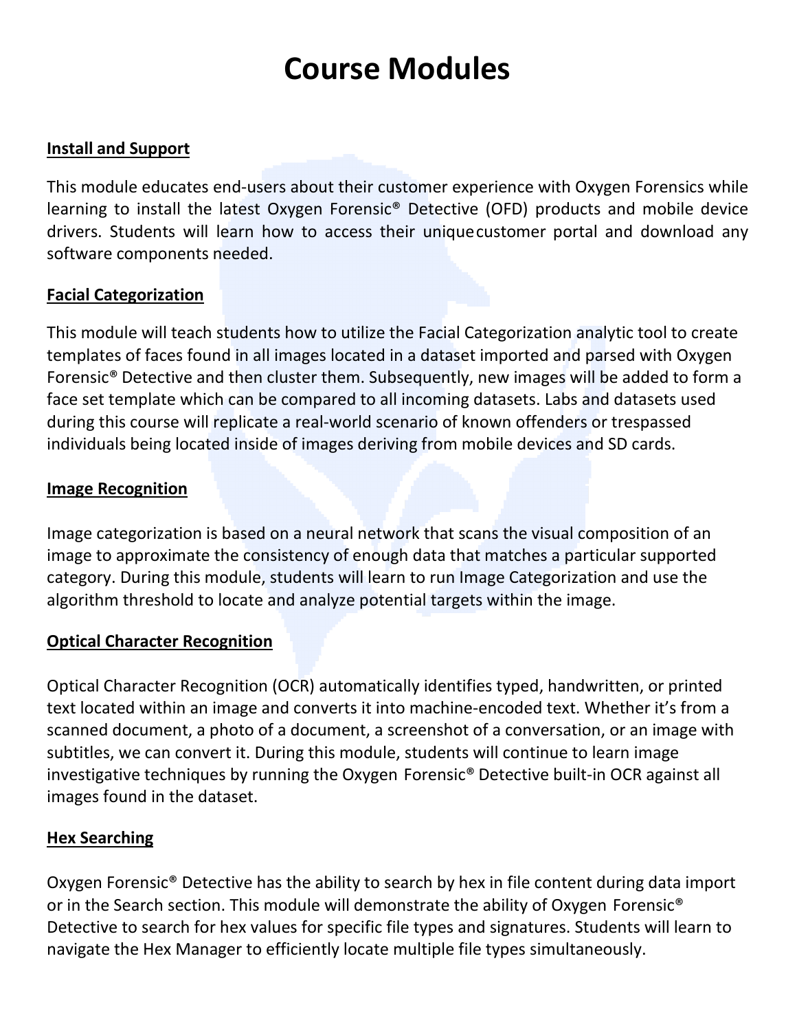# Course Modules

## Install and Support

This module educates end-users about their customer experience with Oxygen Forensics while learning to install the latest Oxygen Forensic® Detective (OFD) products and mobile device drivers. Students will learn how to access their unique customer portal and download any software components needed.

## Facial Categorization

This module will teach students how to utilize the Facial Categorization analytic tool to create templates of faces found in all images located in a dataset imported and parsed with Oxygen Forensic® Detective and then cluster them. Subsequently, new images will be added to form a face set template which can be compared to all incoming datasets. Labs and datasets used during this course will replicate a real-world scenario of known offenders or trespassed individuals being located inside of images deriving from mobile devices and SD cards.

## Image Recognition

Image categorization is based on a neural network that scans the visual composition of an image to approximate the consistency of enough data that matches a particular supported category. During this module, students will learn to run Image Categorization and use the algorithm threshold to locate and analyze potential targets within the image.

## Optical Character Recognition

Optical Character Recognition (OCR) automatically identifies typed, handwritten, or printed text located within an image and converts it into machine-encoded text. Whether it's from a scanned document, a photo of a document, a screenshot of a conversation, or an image with subtitles, we can convert it. During this module, students will continue to learn image investigative techniques by running the Oxygen Forensic® Detective built-in OCR against all images found in the dataset.

## Hex Searching

Oxygen Forensic® Detective has the ability to search by hex in file content during data import or in the Search section. This module will demonstrate the ability of Oxygen Forensic® Detective to search for hex values for specific file types and signatures. Students will learn to navigate the Hex Manager to efficiently locate multiple file types simultaneously.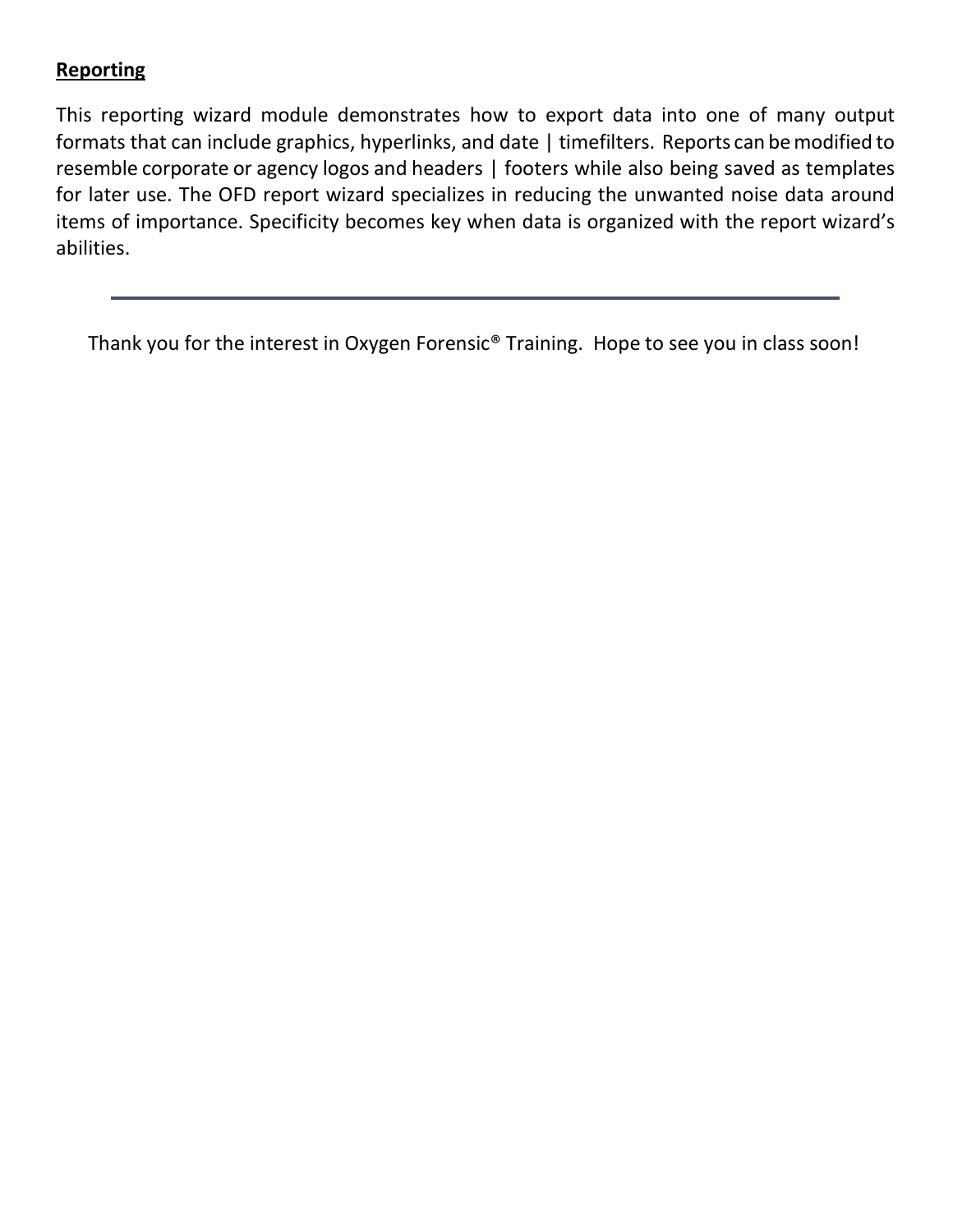**Reporting**

This reporting wizard module demonstrates how to export data into one of many output formats that can include graphics, hyperlinks, and date | timefilters. Reports can be modified to resemble corporate or agency logos and headers | footers while also being saved as templates for later use. The OFD report wizard specializes in reducing the unwanted noise data around items of importance. Specificity becomes key when data is organized with the report wizard's abilities.

---

Thank you for the interest in Oxygen Forensic® Training. Hope to see you in class soon!